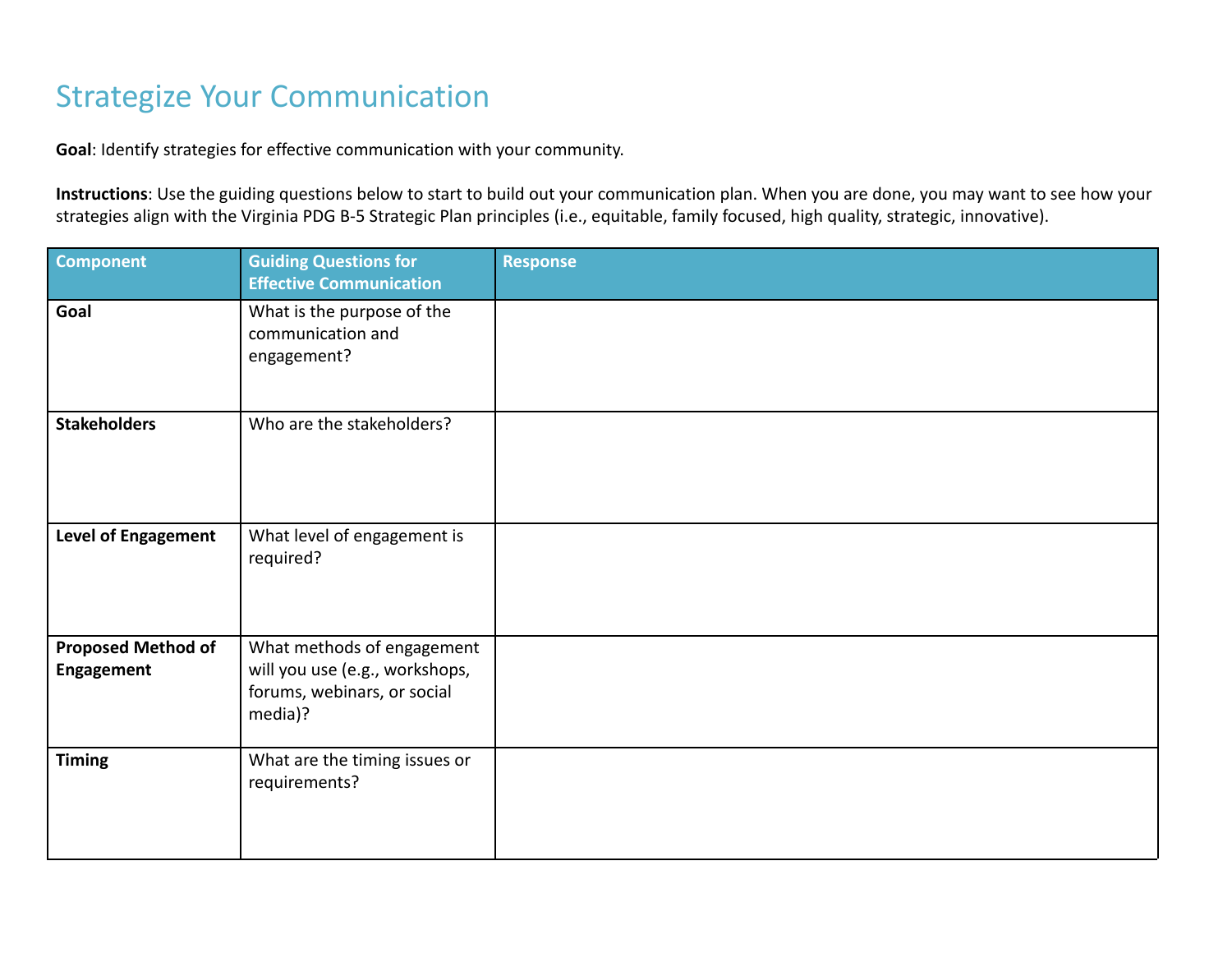# Strategize Your Communication

**Goal**: Identify strategies for effective communication with your community.

**Instructions**: Use the guiding questions below to start to build out your communication plan. When you are done, you may want to see how your strategies align with the Virginia PDG B-5 Strategic Plan principles (i.e., equitable, family focused, high quality, strategic, innovative).

| Component | Guiding Questions for Effective Communication | Response |
|---|---|---|
| **Goal** | What is the purpose of the communication and engagement? | |
| **Stakeholders** | Who are the stakeholders? | |
| **Level of Engagement** | What level of engagement is required? | |
| **Proposed Method of Engagement** | What methods of engagement will you use (e.g., workshops, forums, webinars, or social media)? | |
| **Timing** | What are the timing issues or requirements? | |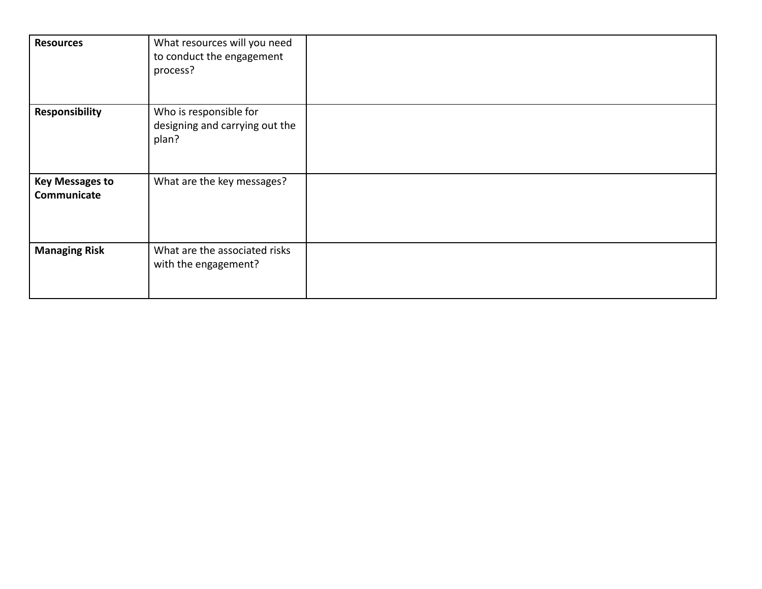| | | |
|---|---|---|
| **Resources** | What resources will you need to conduct the engagement process? | |
| **Responsibility** | Who is responsible for designing and carrying out the plan? | |
| **Key Messages to Communicate** | What are the key messages? | |
| **Managing Risk** | What are the associated risks with the engagement? | |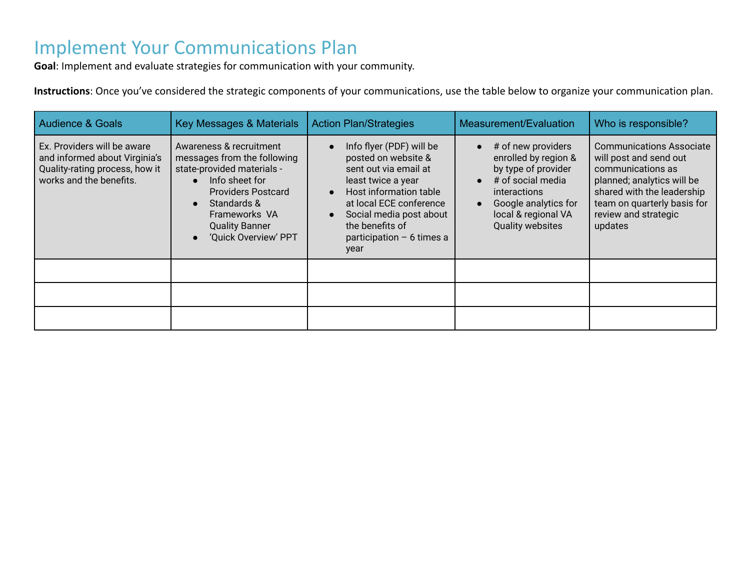# Implement Your Communications Plan

**Goal**: Implement and evaluate strategies for communication with your community.

**Instructions**: Once you've considered the strategic components of your communications, use the table below to organize your communication plan.

| Audience & Goals | Key Messages & Materials | Action Plan/Strategies | Measurement/Evaluation | Who is responsible? |
|---|---|---|---|---|
| Ex. Providers will be aware and informed about Virginia's Quality-rating process, how it works and the benefits. | Awareness & recruitment messages from the following state-provided materials - <br>• Info sheet for Providers Postcard <br>• Standards & Frameworks VA Quality Banner <br>• 'Quick Overview' PPT | • Info flyer (PDF) will be posted on website & sent out via email at least twice a year <br>• Host information table at local ECE conference <br>• Social media post about the benefits of participation – 6 times a year | • # of new providers enrolled by region & by type of provider <br>• # of social media interactions <br>• Google analytics for local & regional VA Quality websites | Communications Associate will post and send out communications as planned; analytics will be shared with the leadership team on quarterly basis for review and strategic updates |
| | | | | |
| | | | | |
| | | | | |